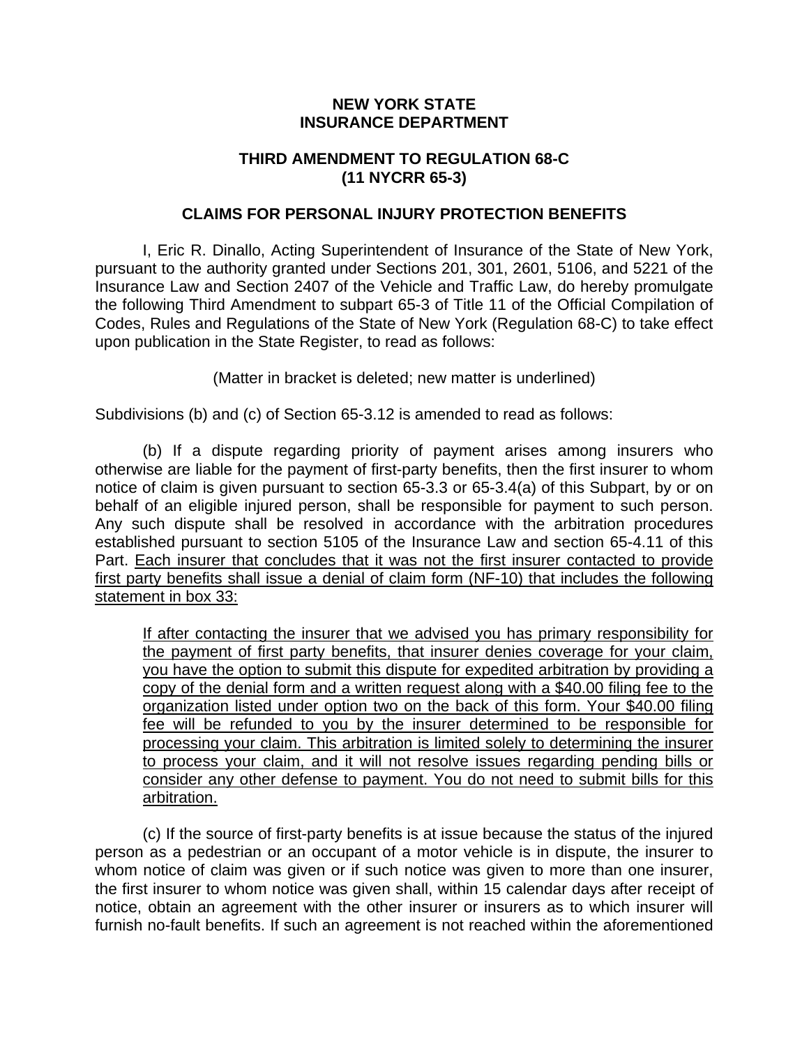**NEW YORK STATE**
**INSURANCE DEPARTMENT**

**THIRD AMENDMENT TO REGULATION 68-C**
**(11 NYCRR 65-3)**

**CLAIMS FOR PERSONAL INJURY PROTECTION BENEFITS**

I, Eric R. Dinallo, Acting Superintendent of Insurance of the State of New York, pursuant to the authority granted under Sections 201, 301, 2601, 5106, and 5221 of the Insurance Law and Section 2407 of the Vehicle and Traffic Law, do hereby promulgate the following Third Amendment to subpart 65-3 of Title 11 of the Official Compilation of Codes, Rules and Regulations of the State of New York (Regulation 68-C) to take effect upon publication in the State Register, to read as follows:

(Matter in bracket is deleted; new matter is underlined)

Subdivisions (b) and (c) of Section 65-3.12 is amended to read as follows:

(b) If a dispute regarding priority of payment arises among insurers who otherwise are liable for the payment of first-party benefits, then the first insurer to whom notice of claim is given pursuant to section 65-3.3 or 65-3.4(a) of this Subpart, by or on behalf of an eligible injured person, shall be responsible for payment to such person. Any such dispute shall be resolved in accordance with the arbitration procedures established pursuant to section 5105 of the Insurance Law and section 65-4.11 of this Part. <u>Each insurer that concludes that it was not the first insurer contacted to provide first party benefits shall issue a denial of claim form (NF-10) that includes the following statement in box 33:</u>

> <u>If after contacting the insurer that we advised you has primary responsibility for the payment of first party benefits, that insurer denies coverage for your claim, you have the option to submit this dispute for expedited arbitration by providing a copy of the denial form and a written request along with a $40.00 filing fee to the organization listed under option two on the back of this form. Your $40.00 filing fee will be refunded to you by the insurer determined to be responsible for processing your claim. This arbitration is limited solely to determining the insurer to process your claim, and it will not resolve issues regarding pending bills or consider any other defense to payment. You do not need to submit bills for this arbitration.</u>

(c) If the source of first-party benefits is at issue because the status of the injured person as a pedestrian or an occupant of a motor vehicle is in dispute, the insurer to whom notice of claim was given or if such notice was given to more than one insurer, the first insurer to whom notice was given shall, within 15 calendar days after receipt of notice, obtain an agreement with the other insurer or insurers as to which insurer will furnish no-fault benefits. If such an agreement is not reached within the aforementioned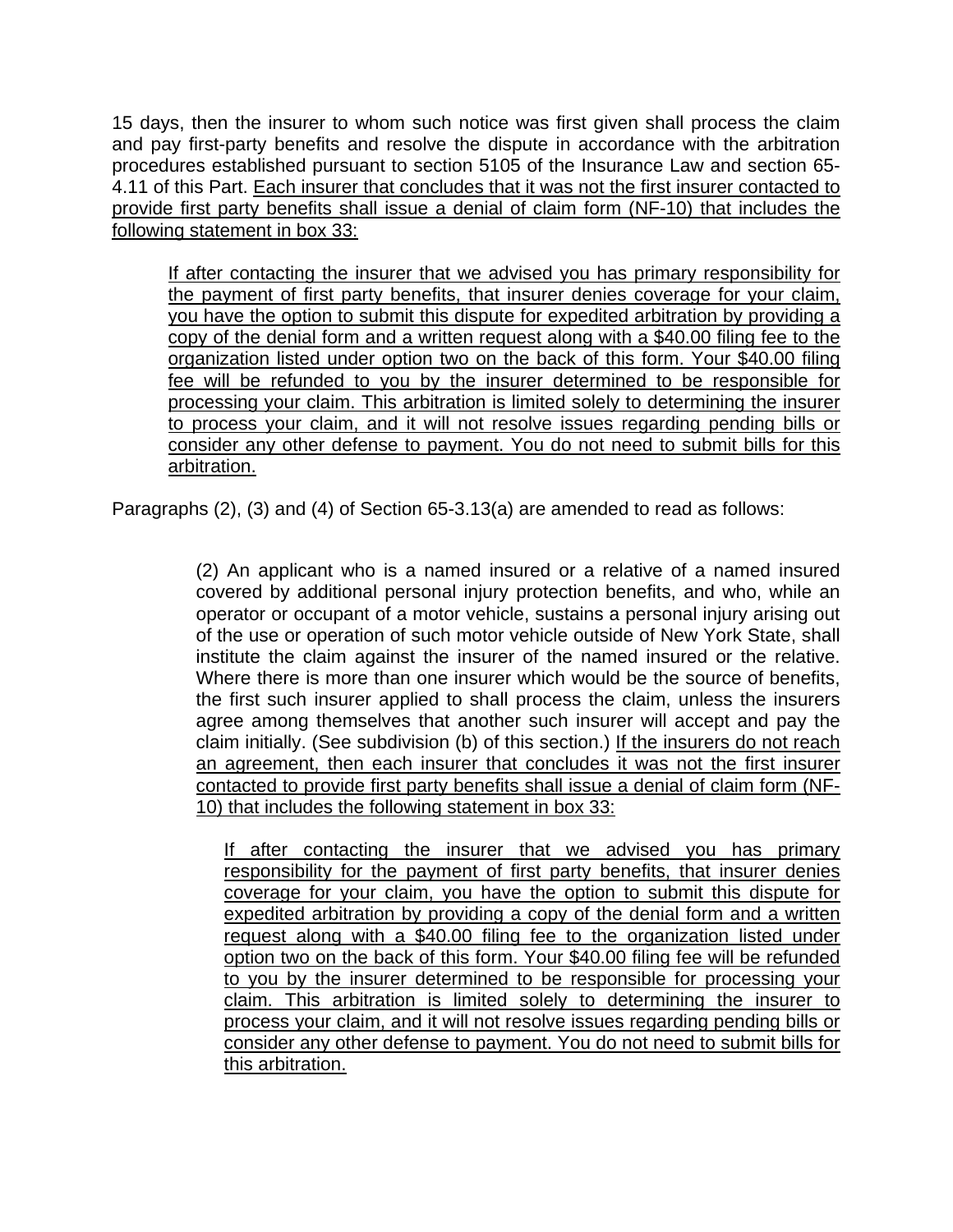15 days, then the insurer to whom such notice was first given shall process the claim and pay first-party benefits and resolve the dispute in accordance with the arbitration procedures established pursuant to section 5105 of the Insurance Law and section 65-4.11 of this Part. <u>Each insurer that concludes that it was not the first insurer contacted to provide first party benefits shall issue a denial of claim form (NF-10) that includes the following statement in box 33:</u>

> <u>If after contacting the insurer that we advised you has primary responsibility for the payment of first party benefits, that insurer denies coverage for your claim, you have the option to submit this dispute for expedited arbitration by providing a copy of the denial form and a written request along with a $40.00 filing fee to the organization listed under option two on the back of this form. Your $40.00 filing fee will be refunded to you by the insurer determined to be responsible for processing your claim. This arbitration is limited solely to determining the insurer to process your claim, and it will not resolve issues regarding pending bills or consider any other defense to payment. You do not need to submit bills for this arbitration.</u>

Paragraphs (2), (3) and (4) of Section 65-3.13(a) are amended to read as follows:

> (2) An applicant who is a named insured or a relative of a named insured covered by additional personal injury protection benefits, and who, while an operator or occupant of a motor vehicle, sustains a personal injury arising out of the use or operation of such motor vehicle outside of New York State, shall institute the claim against the insurer of the named insured or the relative. Where there is more than one insurer which would be the source of benefits, the first such insurer applied to shall process the claim, unless the insurers agree among themselves that another such insurer will accept and pay the claim initially. (See subdivision (b) of this section.) <u>If the insurers do not reach an agreement, then each insurer that concludes it was not the first insurer contacted to provide first party benefits shall issue a denial of claim form (NF-10) that includes the following statement in box 33:</u>
>
> > <u>If after contacting the insurer that we advised you has primary responsibility for the payment of first party benefits, that insurer denies coverage for your claim, you have the option to submit this dispute for expedited arbitration by providing a copy of the denial form and a written request along with a $40.00 filing fee to the organization listed under option two on the back of this form. Your $40.00 filing fee will be refunded to you by the insurer determined to be responsible for processing your claim. This arbitration is limited solely to determining the insurer to process your claim, and it will not resolve issues regarding pending bills or consider any other defense to payment. You do not need to submit bills for this arbitration.</u>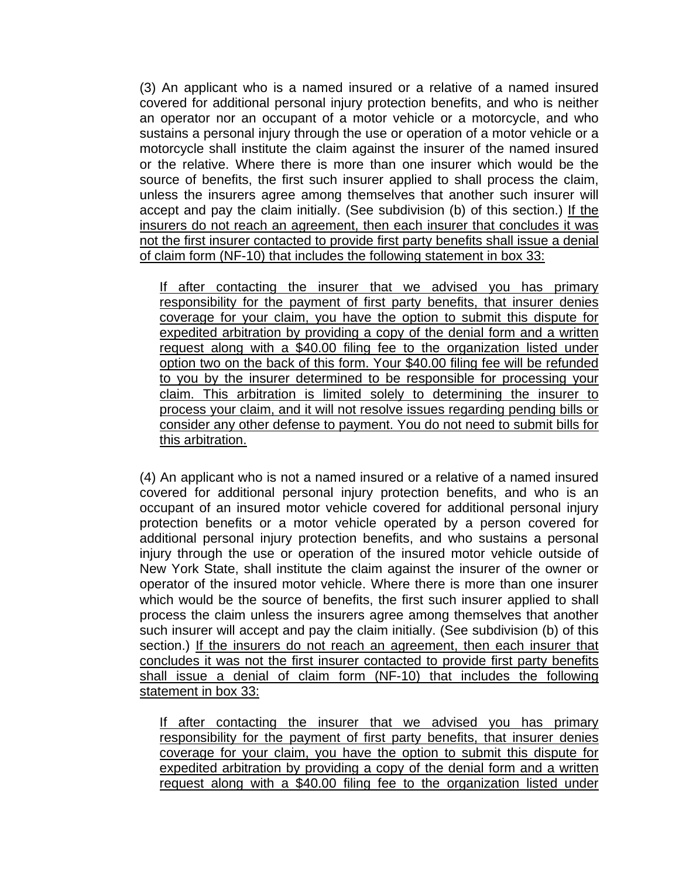(3) An applicant who is a named insured or a relative of a named insured covered for additional personal injury protection benefits, and who is neither an operator nor an occupant of a motor vehicle or a motorcycle, and who sustains a personal injury through the use or operation of a motor vehicle or a motorcycle shall institute the claim against the insurer of the named insured or the relative. Where there is more than one insurer which would be the source of benefits, the first such insurer applied to shall process the claim, unless the insurers agree among themselves that another such insurer will accept and pay the claim initially. (See subdivision (b) of this section.) <u>If the insurers do not reach an agreement, then each insurer that concludes it was not the first insurer contacted to provide first party benefits shall issue a denial of claim form (NF-10) that includes the following statement in box 33:</u>

> <u>If after contacting the insurer that we advised you has primary responsibility for the payment of first party benefits, that insurer denies coverage for your claim, you have the option to submit this dispute for expedited arbitration by providing a copy of the denial form and a written request along with a $40.00 filing fee to the organization listed under option two on the back of this form. Your $40.00 filing fee will be refunded to you by the insurer determined to be responsible for processing your claim. This arbitration is limited solely to determining the insurer to process your claim, and it will not resolve issues regarding pending bills or consider any other defense to payment. You do not need to submit bills for this arbitration.</u>

(4) An applicant who is not a named insured or a relative of a named insured covered for additional personal injury protection benefits, and who is an occupant of an insured motor vehicle covered for additional personal injury protection benefits or a motor vehicle operated by a person covered for additional personal injury protection benefits, and who sustains a personal injury through the use or operation of the insured motor vehicle outside of New York State, shall institute the claim against the insurer of the owner or operator of the insured motor vehicle. Where there is more than one insurer which would be the source of benefits, the first such insurer applied to shall process the claim unless the insurers agree among themselves that another such insurer will accept and pay the claim initially. (See subdivision (b) of this section.) <u>If the insurers do not reach an agreement, then each insurer that concludes it was not the first insurer contacted to provide first party benefits shall issue a denial of claim form (NF-10) that includes the following statement in box 33:</u>

> <u>If after contacting the insurer that we advised you has primary responsibility for the payment of first party benefits, that insurer denies coverage for your claim, you have the option to submit this dispute for expedited arbitration by providing a copy of the denial form and a written request along with a $40.00 filing fee to the organization listed under</u>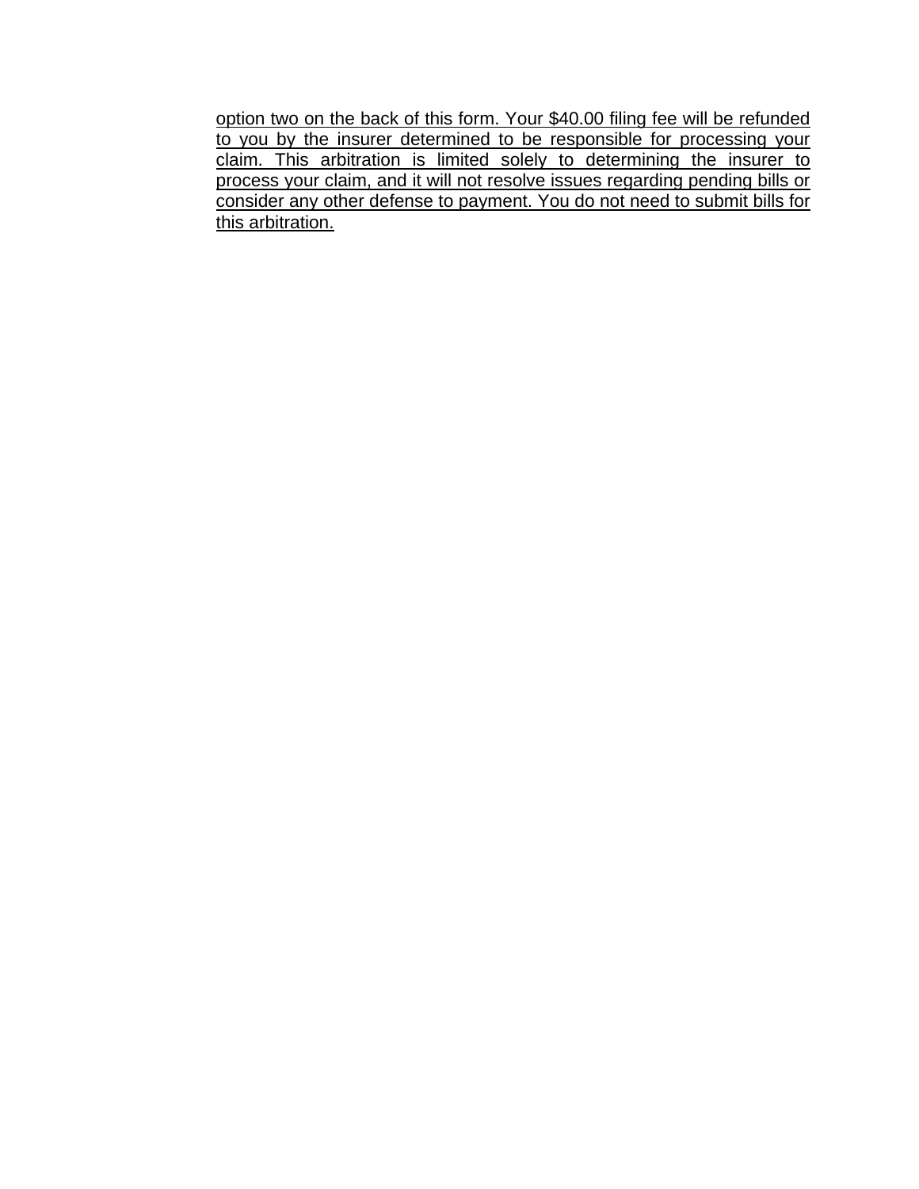<u>option two on the back of this form. Your $40.00 filing fee will be refunded to you by the insurer determined to be responsible for processing your claim. This arbitration is limited solely to determining the insurer to process your claim, and it will not resolve issues regarding pending bills or consider any other defense to payment. You do not need to submit bills for this arbitration.</u>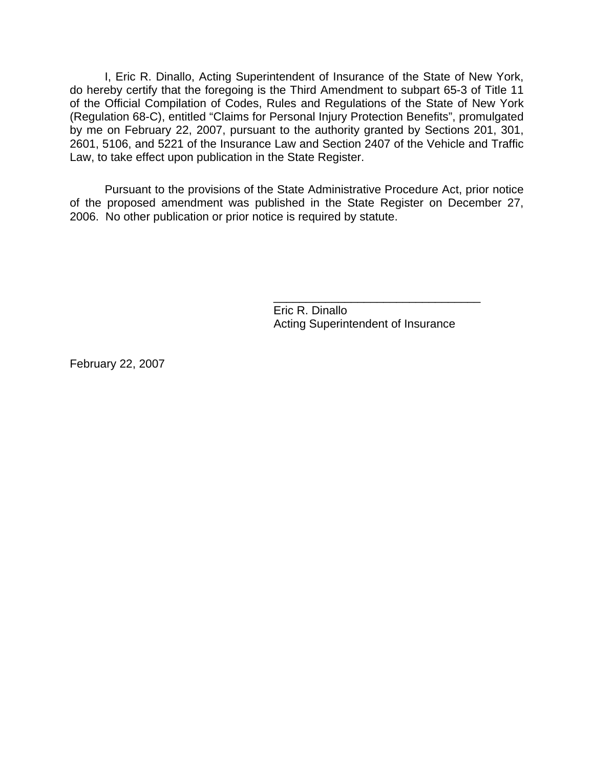I, Eric R. Dinallo, Acting Superintendent of Insurance of the State of New York, do hereby certify that the foregoing is the Third Amendment to subpart 65-3 of Title 11 of the Official Compilation of Codes, Rules and Regulations of the State of New York (Regulation 68-C), entitled "Claims for Personal Injury Protection Benefits", promulgated by me on February 22, 2007, pursuant to the authority granted by Sections 201, 301, 2601, 5106, and 5221 of the Insurance Law and Section 2407 of the Vehicle and Traffic Law, to take effect upon publication in the State Register.

Pursuant to the provisions of the State Administrative Procedure Act, prior notice of the proposed amendment was published in the State Register on December 27, 2006. No other publication or prior notice is required by statute.

\_\_\_\_\_\_\_\_\_\_\_\_\_\_\_\_\_\_\_\_\_\_\_\_\_\_\_\_\_\_\_\_\_

Eric R. Dinallo
Acting Superintendent of Insurance

February 22, 2007